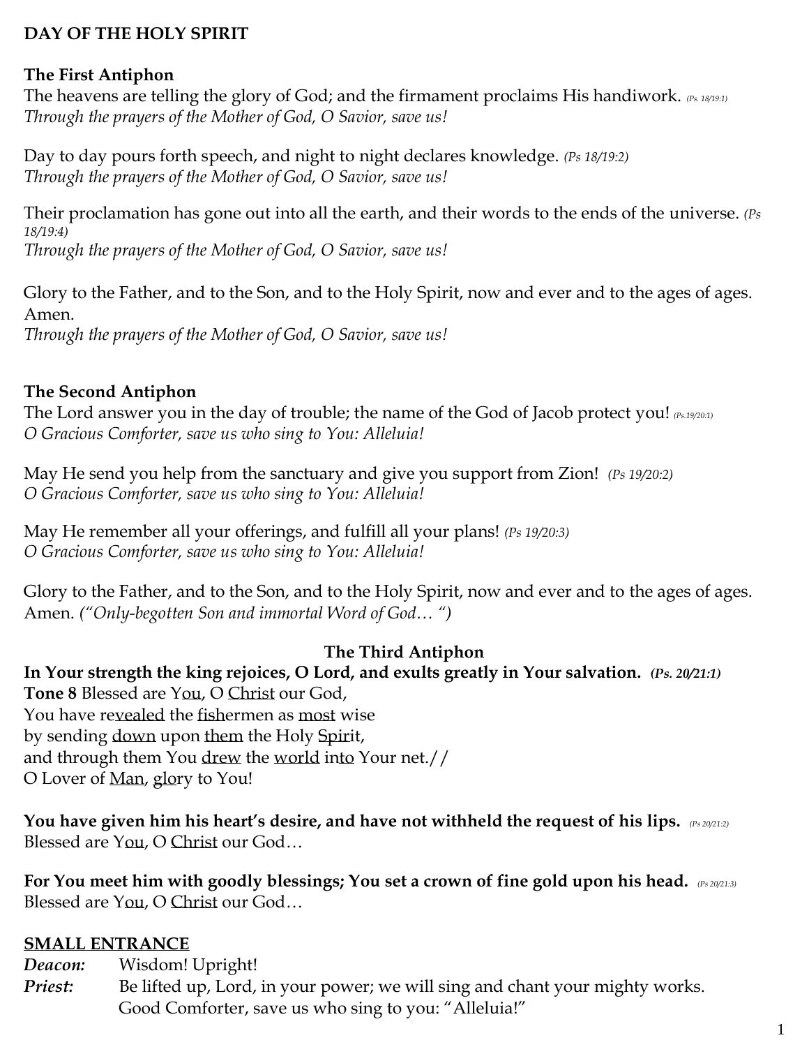**DAY OF THE HOLY SPIRIT**

**The First Antiphon**

The heavens are telling the glory of God; and the firmament proclaims His handiwork. *(Ps. 18/19:1)*
*Through the prayers of the Mother of God, O Savior, save us!*

Day to day pours forth speech, and night to night declares knowledge. *(Ps 18/19:2)*
*Through the prayers of the Mother of God, O Savior, save us!*

Their proclamation has gone out into all the earth, and their words to the ends of the universe. *(Ps 18/19:4)*
*Through the prayers of the Mother of God, O Savior, save us!*

Glory to the Father, and to the Son, and to the Holy Spirit, now and ever and to the ages of ages. Amen.
*Through the prayers of the Mother of God, O Savior, save us!*

**The Second Antiphon**

The Lord answer you in the day of trouble; the name of the God of Jacob protect you! *(Ps.19/20:1)*
*O Gracious Comforter, save us who sing to You: Alleluia!*

May He send you help from the sanctuary and give you support from Zion! *(Ps 19/20:2)*
*O Gracious Comforter, save us who sing to You: Alleluia!*

May He remember all your offerings, and fulfill all your plans! *(Ps 19/20:3)*
*O Gracious Comforter, save us who sing to You: Alleluia!*

Glory to the Father, and to the Son, and to the Holy Spirit, now and ever and to the ages of ages. Amen. *("Only-begotten Son and immortal Word of God… ")*

**The Third Antiphon**

**In Your strength the king rejoices, O Lord, and exults greatly in Your salvation.** ***(Ps. 20/21:1)***
**Tone 8** Blessed are Y<u>ou</u>, O <u>Christ</u> our God,
You have re<u>vealed</u> the <u>fish</u>ermen as <u>most</u> wise
by sending <u>down</u> upon <u>them</u> the Holy <u>Spir</u>it,
and through them You <u>drew</u> the <u>world</u> in<u>to</u> Your net.//
O Lover of <u>Man</u>, <u>glo</u>ry to You!

**You have given him his heart's desire, and have not withheld the request of his lips.** *(Ps 20/21:2)*
Blessed are Y<u>ou</u>, O <u>Christ</u> our God…

**For You meet him with goodly blessings; You set a crown of fine gold upon his head.** *(Ps 20/21:3)*
Blessed are Y<u>ou</u>, O <u>Christ</u> our God…

**<u>SMALL ENTRANCE</u>**

***Deacon:*** Wisdom! Upright!
***Priest:*** Be lifted up, Lord, in your power; we will sing and chant your mighty works. Good Comforter, save us who sing to you: "Alleluia!"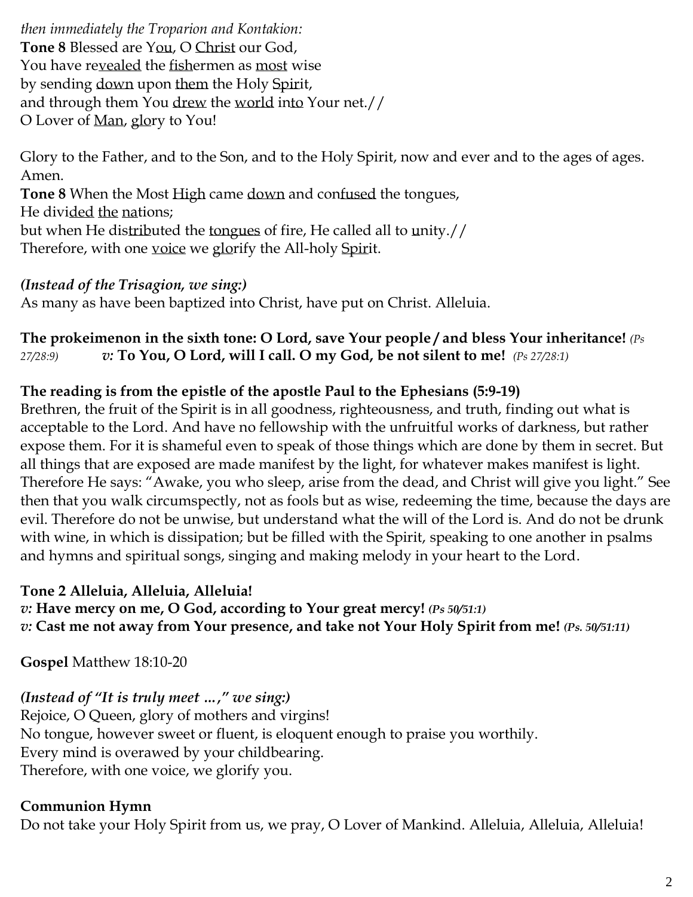*then immediately the Troparion and Kontakion:*
**Tone 8** Blessed are You, O Christ our God,
You have revealed the fishermen as most wise
by sending down upon them the Holy Spirit,
and through them You drew the world into Your net.//
O Lover of Man, glory to You!

Glory to the Father, and to the Son, and to the Holy Spirit, now and ever and to the ages of ages. Amen.
**Tone 8** When the Most High came down and confused the tongues,
He divided the nations;
but when He distributed the tongues of fire, He called all to unity.//
Therefore, with one voice we glorify the All-holy Spirit.

***(Instead of the Trisagion, we sing:)***
As many as have been baptized into Christ, have put on Christ. Alleluia.

**The prokeimenon in the sixth tone: O Lord, save Your people / and bless Your inheritance!** *(Ps 27/28:9)* ***v:* To You, O Lord, will I call. O my God, be not silent to me!** *(Ps 27/28:1)*

**The reading is from the epistle of the apostle Paul to the Ephesians (5:9-19)**
Brethren, the fruit of the Spirit is in all goodness, righteousness, and truth, finding out what is acceptable to the Lord. And have no fellowship with the unfruitful works of darkness, but rather expose them. For it is shameful even to speak of those things which are done by them in secret. But all things that are exposed are made manifest by the light, for whatever makes manifest is light. Therefore He says: "Awake, you who sleep, arise from the dead, and Christ will give you light." See then that you walk circumspectly, not as fools but as wise, redeeming the time, because the days are evil. Therefore do not be unwise, but understand what the will of the Lord is. And do not be drunk with wine, in which is dissipation; but be filled with the Spirit, speaking to one another in psalms and hymns and spiritual songs, singing and making melody in your heart to the Lord.

**Tone 2 Alleluia, Alleluia, Alleluia!**
***v:* Have mercy on me, O God, according to Your great mercy!** ***(Ps 50/51:1)***
***v:* Cast me not away from Your presence, and take not Your Holy Spirit from me!** ***(Ps. 50/51:11)***

**Gospel** Matthew 18:10-20

***(Instead of "It is truly meet …," we sing:)***
Rejoice, O Queen, glory of mothers and virgins!
No tongue, however sweet or fluent, is eloquent enough to praise you worthily.
Every mind is overawed by your childbearing.
Therefore, with one voice, we glorify you.

**Communion Hymn**
Do not take your Holy Spirit from us, we pray, O Lover of Mankind. Alleluia, Alleluia, Alleluia!